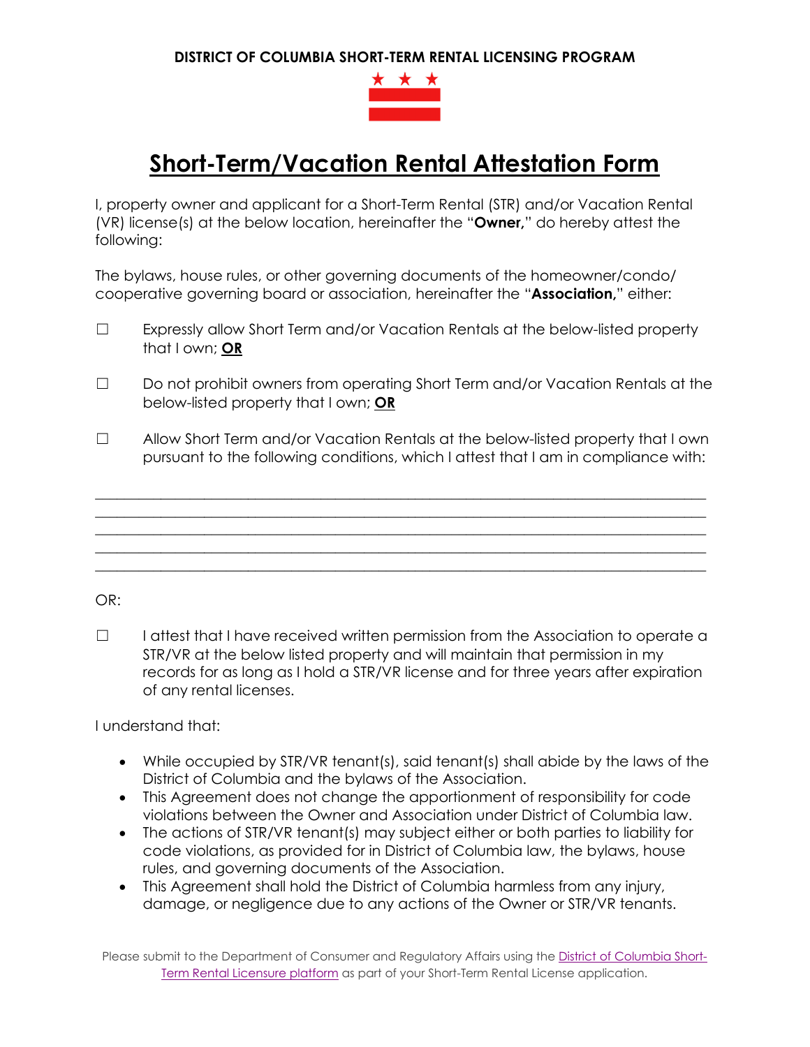**DISTRICT OF COLUMBIA SHORT-TERM RENTAL LICENSING PROGRAM**

# Short-Term/Vacation Rental Attestation Form

I, property owner and applicant for a Short-Term Rental (STR) and/or Vacation Rental (VR) license(s) at the below location, hereinafter the "**Owner,**" do hereby attest the following:

The bylaws, house rules, or other governing documents of the homeowner/condo/cooperative governing board or association, hereinafter the "**Association,**" either:

☐ Expressly allow Short Term and/or Vacation Rentals at the below-listed property that I own; **OR**

☐ Do not prohibit owners from operating Short Term and/or Vacation Rentals at the below-listed property that I own; **OR**

☐ Allow Short Term and/or Vacation Rentals at the below-listed property that I own pursuant to the following conditions, which I attest that I am in compliance with:

______________________________________________________________________________
______________________________________________________________________________
______________________________________________________________________________
______________________________________________________________________________
______________________________________________________________________________

OR:

☐ I attest that I have received written permission from the Association to operate a STR/VR at the below listed property and will maintain that permission in my records for as long as I hold a STR/VR license and for three years after expiration of any rental licenses.

I understand that:

- While occupied by STR/VR tenant(s), said tenant(s) shall abide by the laws of the District of Columbia and the bylaws of the Association.
- This Agreement does not change the apportionment of responsibility for code violations between the Owner and Association under District of Columbia law.
- The actions of STR/VR tenant(s) may subject either or both parties to liability for code violations, as provided for in District of Columbia law, the bylaws, house rules, and governing documents of the Association.
- This Agreement shall hold the District of Columbia harmless from any injury, damage, or negligence due to any actions of the Owner or STR/VR tenants.

Please submit to the Department of Consumer and Regulatory Affairs using the District of Columbia Short-Term Rental Licensure platform as part of your Short-Term Rental License application.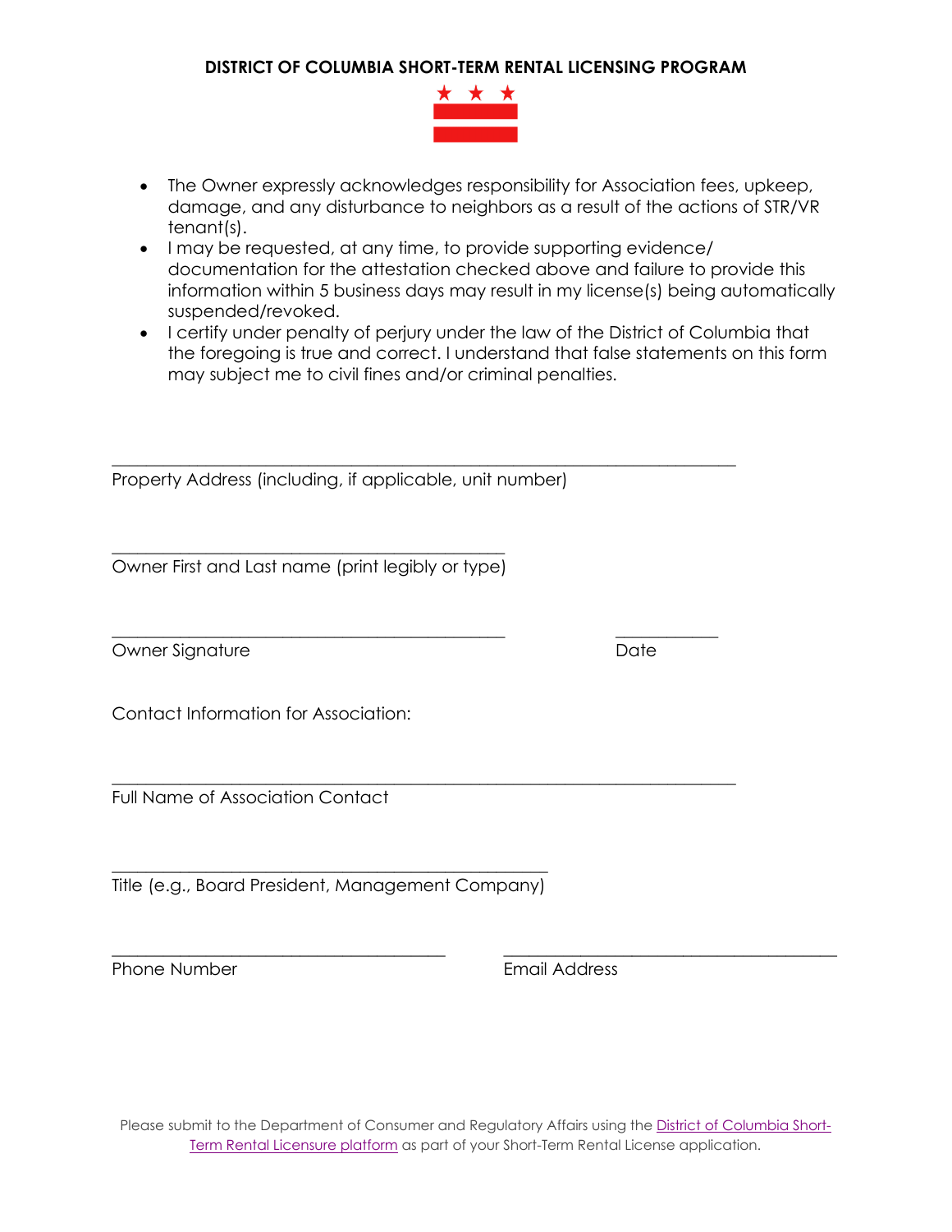**DISTRICT OF COLUMBIA SHORT-TERM RENTAL LICENSING PROGRAM**

- The Owner expressly acknowledges responsibility for Association fees, upkeep, damage, and any disturbance to neighbors as a result of the actions of STR/VR tenant(s).
- I may be requested, at any time, to provide supporting evidence/ documentation for the attestation checked above and failure to provide this information within 5 business days may result in my license(s) being automatically suspended/revoked.
- I certify under penalty of perjury under the law of the District of Columbia that the foregoing is true and correct. I understand that false statements on this form may subject me to civil fines and/or criminal penalties.

\_\_\_\_\_\_\_\_\_\_\_\_\_\_\_\_\_\_\_\_\_\_\_\_\_\_\_\_\_\_\_\_\_\_\_\_\_\_\_\_\_\_\_\_\_\_\_\_\_\_\_\_\_\_\_\_\_\_\_\_\_\_\_\_\_\_\_\_\_\_

Property Address (including, if applicable, unit number)

\_\_\_\_\_\_\_\_\_\_\_\_\_\_\_\_\_\_\_\_\_\_\_\_\_\_\_\_\_\_\_\_\_\_\_\_\_\_\_\_\_\_\_\_

Owner First and Last name (print legibly or type)

\_\_\_\_\_\_\_\_\_\_\_\_\_\_\_\_\_\_\_\_\_\_\_\_\_\_\_\_\_\_\_\_\_\_\_\_\_\_\_\_\_\_\_\_ \_\_\_\_\_\_\_\_\_\_\_\_

Owner Signature Date

Contact Information for Association:

\_\_\_\_\_\_\_\_\_\_\_\_\_\_\_\_\_\_\_\_\_\_\_\_\_\_\_\_\_\_\_\_\_\_\_\_\_\_\_\_\_\_\_\_\_\_\_\_\_\_\_\_\_\_\_\_\_\_\_\_\_\_\_\_\_\_\_\_\_\_

Full Name of Association Contact

\_\_\_\_\_\_\_\_\_\_\_\_\_\_\_\_\_\_\_\_\_\_\_\_\_\_\_\_\_\_\_\_\_\_\_\_\_\_\_\_\_\_\_\_\_\_\_\_

Title (e.g., Board President, Management Company)

\_\_\_\_\_\_\_\_\_\_\_\_\_\_\_\_\_\_\_\_\_\_\_\_\_\_\_\_\_\_\_\_\_\_\_\_\_\_ \_\_\_\_\_\_\_\_\_\_\_\_\_\_\_\_\_\_\_\_\_\_\_\_\_\_\_\_\_\_\_\_\_\_\_\_\_\_

Phone Number Email Address

Please submit to the Department of Consumer and Regulatory Affairs using the District of Columbia Short-Term Rental Licensure platform as part of your Short-Term Rental License application.